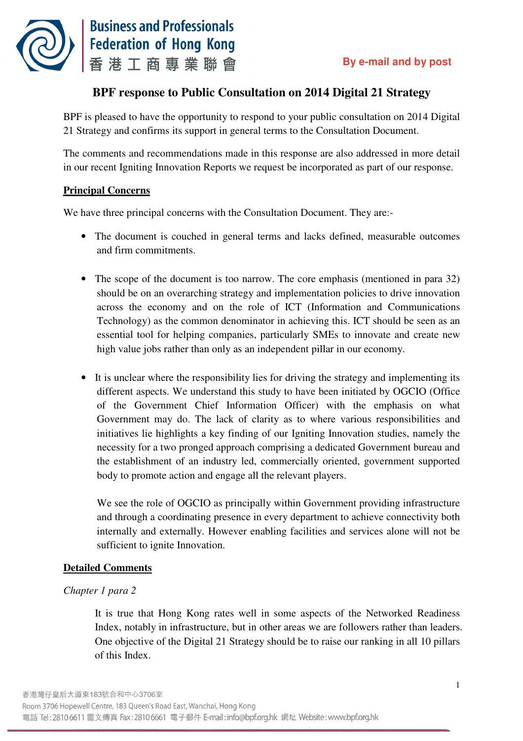**Business and Professionals Federation of Hong Kong**
**香港工商專業聯會**

**By e-mail and by post**

# BPF response to Public Consultation on 2014 Digital 21 Strategy

BPF is pleased to have the opportunity to respond to your public consultation on 2014 Digital 21 Strategy and confirms its support in general terms to the Consultation Document.

The comments and recommendations made in this response are also addressed in more detail in our recent Igniting Innovation Reports we request be incorporated as part of our response.

## Principal Concerns

We have three principal concerns with the Consultation Document. They are:-

- The document is couched in general terms and lacks defined, measurable outcomes and firm commitments.

- The scope of the document is too narrow. The core emphasis (mentioned in para 32) should be on an overarching strategy and implementation policies to drive innovation across the economy and on the role of ICT (Information and Communications Technology) as the common denominator in achieving this. ICT should be seen as an essential tool for helping companies, particularly SMEs to innovate and create new high value jobs rather than only as an independent pillar in our economy.

- It is unclear where the responsibility lies for driving the strategy and implementing its different aspects. We understand this study to have been initiated by OGCIO (Office of the Government Chief Information Officer) with the emphasis on what Government may do. The lack of clarity as to where various responsibilities and initiatives lie highlights a key finding of our Igniting Innovation studies, namely the necessity for a two pronged approach comprising a dedicated Government bureau and the establishment of an industry led, commercially oriented, government supported body to promote action and engage all the relevant players.

  We see the role of OGCIO as principally within Government providing infrastructure and through a coordinating presence in every department to achieve connectivity both internally and externally. However enabling facilities and services alone will not be sufficient to ignite Innovation.

## Detailed Comments

*Chapter 1 para 2*

It is true that Hong Kong rates well in some aspects of the Networked Readiness Index, notably in infrastructure, but in other areas we are followers rather than leaders. One objective of the Digital 21 Strategy should be to raise our ranking in all 10 pillars of this Index.

香港灣仔皇后大道東183號合和中心3706室
Room 3706 Hopewell Centre, 183 Queen's Road East, Wanchai, Hong Kong
電話 Tel: 2810 6611 圖文傳真 Fax: 2810 6661 電子郵件 E-mail: info@bpf.org.hk 網址 Website: www.bpf.org.hk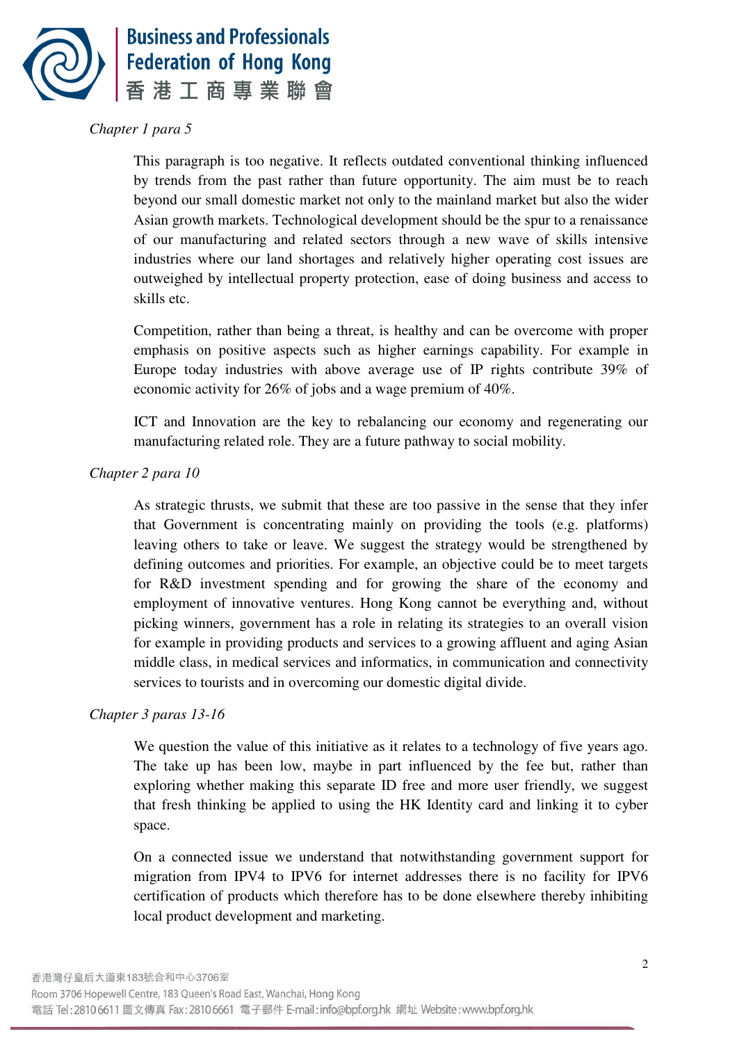*Chapter 1 para 5*

This paragraph is too negative. It reflects outdated conventional thinking influenced by trends from the past rather than future opportunity. The aim must be to reach beyond our small domestic market not only to the mainland market but also the wider Asian growth markets. Technological development should be the spur to a renaissance of our manufacturing and related sectors through a new wave of skills intensive industries where our land shortages and relatively higher operating cost issues are outweighed by intellectual property protection, ease of doing business and access to skills etc.

Competition, rather than being a threat, is healthy and can be overcome with proper emphasis on positive aspects such as higher earnings capability. For example in Europe today industries with above average use of IP rights contribute 39% of economic activity for 26% of jobs and a wage premium of 40%.

ICT and Innovation are the key to rebalancing our economy and regenerating our manufacturing related role. They are a future pathway to social mobility.

*Chapter 2 para 10*

As strategic thrusts, we submit that these are too passive in the sense that they infer that Government is concentrating mainly on providing the tools (e.g. platforms) leaving others to take or leave. We suggest the strategy would be strengthened by defining outcomes and priorities. For example, an objective could be to meet targets for R&D investment spending and for growing the share of the economy and employment of innovative ventures. Hong Kong cannot be everything and, without picking winners, government has a role in relating its strategies to an overall vision for example in providing products and services to a growing affluent and aging Asian middle class, in medical services and informatics, in communication and connectivity services to tourists and in overcoming our domestic digital divide.

*Chapter 3 paras 13-16*

We question the value of this initiative as it relates to a technology of five years ago. The take up has been low, maybe in part influenced by the fee but, rather than exploring whether making this separate ID free and more user friendly, we suggest that fresh thinking be applied to using the HK Identity card and linking it to cyber space.

On a connected issue we understand that notwithstanding government support for migration from IPV4 to IPV6 for internet addresses there is no facility for IPV6 certification of products which therefore has to be done elsewhere thereby inhibiting local product development and marketing.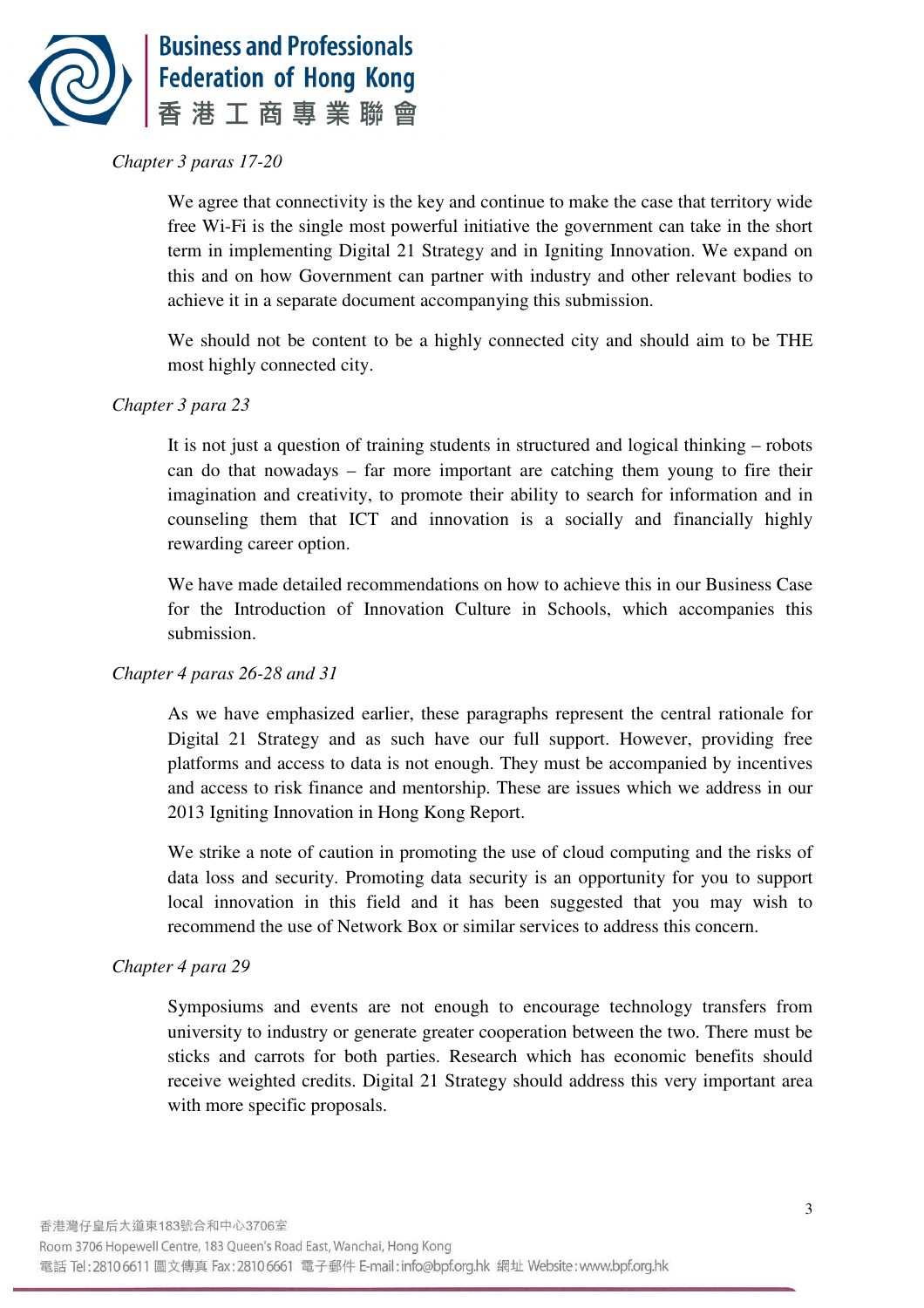*Chapter 3 paras 17-20*

We agree that connectivity is the key and continue to make the case that territory wide free Wi-Fi is the single most powerful initiative the government can take in the short term in implementing Digital 21 Strategy and in Igniting Innovation. We expand on this and on how Government can partner with industry and other relevant bodies to achieve it in a separate document accompanying this submission.

We should not be content to be a highly connected city and should aim to be THE most highly connected city.

*Chapter 3 para 23*

It is not just a question of training students in structured and logical thinking – robots can do that nowadays – far more important are catching them young to fire their imagination and creativity, to promote their ability to search for information and in counseling them that ICT and innovation is a socially and financially highly rewarding career option.

We have made detailed recommendations on how to achieve this in our Business Case for the Introduction of Innovation Culture in Schools, which accompanies this submission.

*Chapter 4 paras 26-28 and 31*

As we have emphasized earlier, these paragraphs represent the central rationale for Digital 21 Strategy and as such have our full support. However, providing free platforms and access to data is not enough. They must be accompanied by incentives and access to risk finance and mentorship. These are issues which we address in our 2013 Igniting Innovation in Hong Kong Report.

We strike a note of caution in promoting the use of cloud computing and the risks of data loss and security. Promoting data security is an opportunity for you to support local innovation in this field and it has been suggested that you may wish to recommend the use of Network Box or similar services to address this concern.

*Chapter 4 para 29*

Symposiums and events are not enough to encourage technology transfers from university to industry or generate greater cooperation between the two. There must be sticks and carrots for both parties. Research which has economic benefits should receive weighted credits. Digital 21 Strategy should address this very important area with more specific proposals.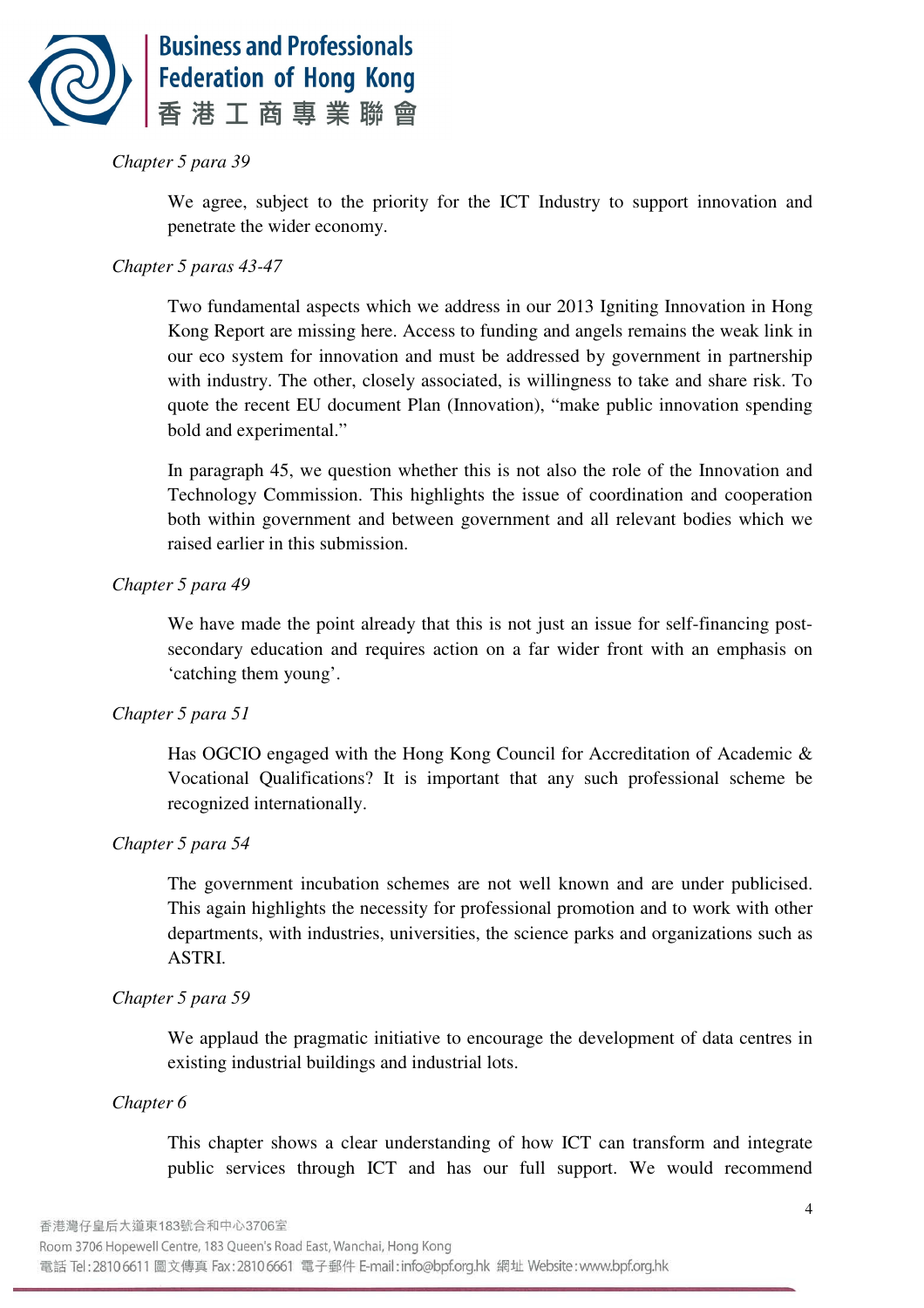*Chapter 5 para 39*

We agree, subject to the priority for the ICT Industry to support innovation and penetrate the wider economy.

*Chapter 5 paras 43-47*

Two fundamental aspects which we address in our 2013 Igniting Innovation in Hong Kong Report are missing here. Access to funding and angels remains the weak link in our eco system for innovation and must be addressed by government in partnership with industry. The other, closely associated, is willingness to take and share risk. To quote the recent EU document Plan (Innovation), "make public innovation spending bold and experimental."

In paragraph 45, we question whether this is not also the role of the Innovation and Technology Commission. This highlights the issue of coordination and cooperation both within government and between government and all relevant bodies which we raised earlier in this submission.

*Chapter 5 para 49*

We have made the point already that this is not just an issue for self-financing post-secondary education and requires action on a far wider front with an emphasis on 'catching them young'.

*Chapter 5 para 51*

Has OGCIO engaged with the Hong Kong Council for Accreditation of Academic & Vocational Qualifications? It is important that any such professional scheme be recognized internationally.

*Chapter 5 para 54*

The government incubation schemes are not well known and are under publicised. This again highlights the necessity for professional promotion and to work with other departments, with industries, universities, the science parks and organizations such as ASTRI.

*Chapter 5 para 59*

We applaud the pragmatic initiative to encourage the development of data centres in existing industrial buildings and industrial lots.

*Chapter 6*

This chapter shows a clear understanding of how ICT can transform and integrate public services through ICT and has our full support. We would recommend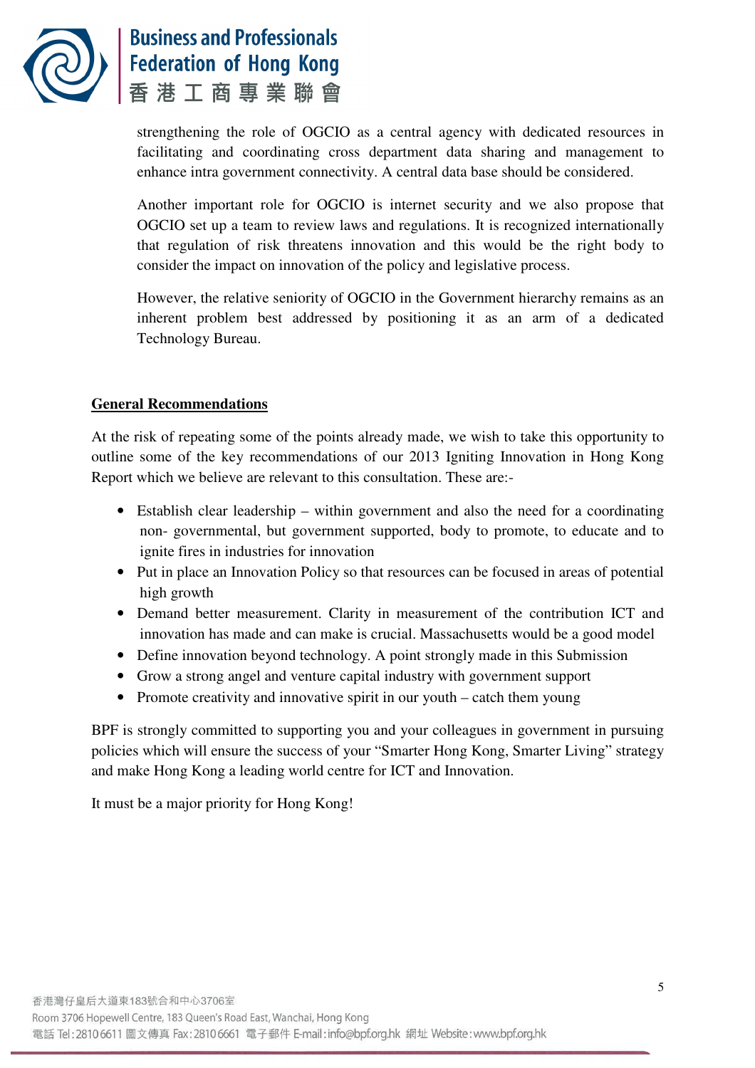strengthening the role of OGCIO as a central agency with dedicated resources in facilitating and coordinating cross department data sharing and management to enhance intra government connectivity. A central data base should be considered.

Another important role for OGCIO is internet security and we also propose that OGCIO set up a team to review laws and regulations. It is recognized internationally that regulation of risk threatens innovation and this would be the right body to consider the impact on innovation of the policy and legislative process.

However, the relative seniority of OGCIO in the Government hierarchy remains as an inherent problem best addressed by positioning it as an arm of a dedicated Technology Bureau.

## General Recommendations

At the risk of repeating some of the points already made, we wish to take this opportunity to outline some of the key recommendations of our 2013 Igniting Innovation in Hong Kong Report which we believe are relevant to this consultation. These are:-

- Establish clear leadership – within government and also the need for a coordinating non- governmental, but government supported, body to promote, to educate and to ignite fires in industries for innovation
- Put in place an Innovation Policy so that resources can be focused in areas of potential high growth
- Demand better measurement. Clarity in measurement of the contribution ICT and innovation has made and can make is crucial. Massachusetts would be a good model
- Define innovation beyond technology. A point strongly made in this Submission
- Grow a strong angel and venture capital industry with government support
- Promote creativity and innovative spirit in our youth – catch them young

BPF is strongly committed to supporting you and your colleagues in government in pursuing policies which will ensure the success of your "Smarter Hong Kong, Smarter Living" strategy and make Hong Kong a leading world centre for ICT and Innovation.

It must be a major priority for Hong Kong!